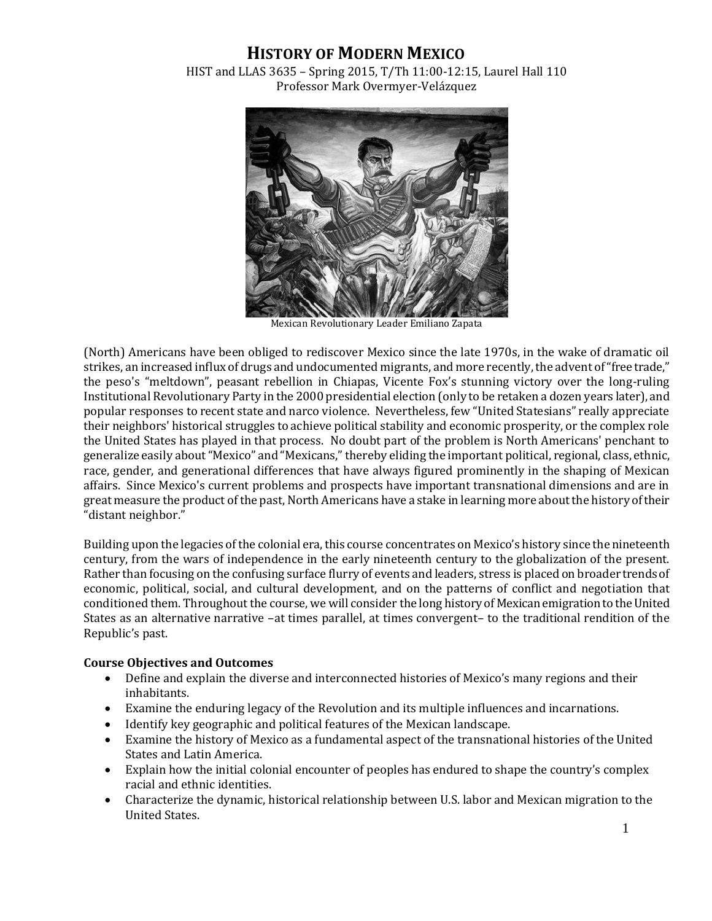# HISTORY OF MODERN MEXICO

HIST and LLAS 3635 – Spring 2015, T/Th 11:00-12:15, Laurel Hall 110
Professor Mark Overmyer-Velázquez

Mexican Revolutionary Leader Emiliano Zapata

(North) Americans have been obliged to rediscover Mexico since the late 1970s, in the wake of dramatic oil strikes, an increased influx of drugs and undocumented migrants, and more recently, the advent of "free trade," the peso's "meltdown", peasant rebellion in Chiapas, Vicente Fox's stunning victory over the long-ruling Institutional Revolutionary Party in the 2000 presidential election (only to be retaken a dozen years later), and popular responses to recent state and narco violence. Nevertheless, few "United Statesians" really appreciate their neighbors' historical struggles to achieve political stability and economic prosperity, or the complex role the United States has played in that process. No doubt part of the problem is North Americans' penchant to generalize easily about "Mexico" and "Mexicans," thereby eliding the important political, regional, class, ethnic, race, gender, and generational differences that have always figured prominently in the shaping of Mexican affairs. Since Mexico's current problems and prospects have important transnational dimensions and are in great measure the product of the past, North Americans have a stake in learning more about the history of their "distant neighbor."

Building upon the legacies of the colonial era, this course concentrates on Mexico's history since the nineteenth century, from the wars of independence in the early nineteenth century to the globalization of the present. Rather than focusing on the confusing surface flurry of events and leaders, stress is placed on broader trends of economic, political, social, and cultural development, and on the patterns of conflict and negotiation that conditioned them. Throughout the course, we will consider the long history of Mexican emigration to the United States as an alternative narrative –at times parallel, at times convergent– to the traditional rendition of the Republic's past.

**Course Objectives and Outcomes**

- Define and explain the diverse and interconnected histories of Mexico's many regions and their inhabitants.
- Examine the enduring legacy of the Revolution and its multiple influences and incarnations.
- Identify key geographic and political features of the Mexican landscape.
- Examine the history of Mexico as a fundamental aspect of the transnational histories of the United States and Latin America.
- Explain how the initial colonial encounter of peoples has endured to shape the country's complex racial and ethnic identities.
- Characterize the dynamic, historical relationship between U.S. labor and Mexican migration to the United States.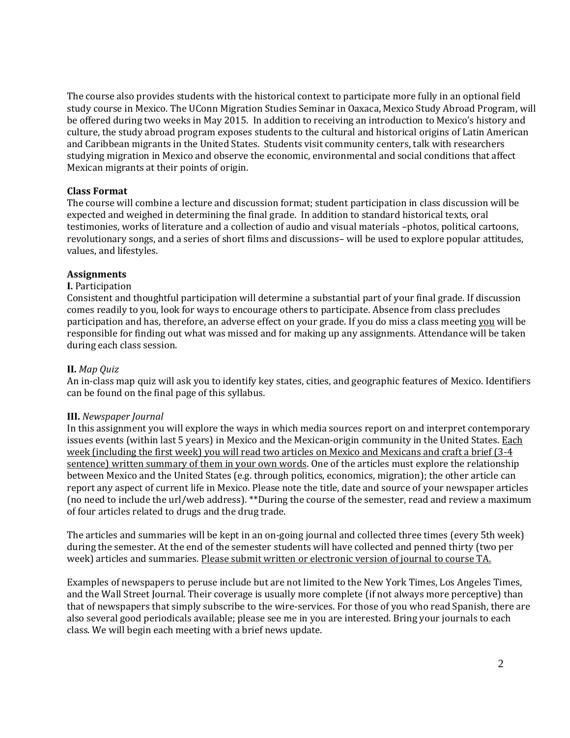The course also provides students with the historical context to participate more fully in an optional field study course in Mexico. The UConn Migration Studies Seminar in Oaxaca, Mexico Study Abroad Program, will be offered during two weeks in May 2015. In addition to receiving an introduction to Mexico's history and culture, the study abroad program exposes students to the cultural and historical origins of Latin American and Caribbean migrants in the United States. Students visit community centers, talk with researchers studying migration in Mexico and observe the economic, environmental and social conditions that affect Mexican migrants at their points of origin.

**Class Format**

The course will combine a lecture and discussion format; student participation in class discussion will be expected and weighed in determining the final grade. In addition to standard historical texts, oral testimonies, works of literature and a collection of audio and visual materials –photos, political cartoons, revolutionary songs, and a series of short films and discussions– will be used to explore popular attitudes, values, and lifestyles.

**Assignments**

**I.** Participation

Consistent and thoughtful participation will determine a substantial part of your final grade. If discussion comes readily to you, look for ways to encourage others to participate. Absence from class precludes participation and has, therefore, an adverse effect on your grade. If you do miss a class meeting <u>you</u> will be responsible for finding out what was missed and for making up any assignments. Attendance will be taken during each class session.

**II.** *Map Quiz*

An in-class map quiz will ask you to identify key states, cities, and geographic features of Mexico. Identifiers can be found on the final page of this syllabus.

**III.** *Newspaper Journal*

In this assignment you will explore the ways in which media sources report on and interpret contemporary issues events (within last 5 years) in Mexico and the Mexican-origin community in the United States. <u>Each week (including the first week) you will read two articles on Mexico and Mexicans and craft a brief (3-4 sentence) written summary of them in your own words</u>. One of the articles must explore the relationship between Mexico and the United States (e.g. through politics, economics, migration); the other article can report any aspect of current life in Mexico. Please note the title, date and source of your newspaper articles (no need to include the url/web address). **During the course of the semester, read and review a maximum of four articles related to drugs and the drug trade.

The articles and summaries will be kept in an on-going journal and collected three times (every 5th week) during the semester. At the end of the semester students will have collected and penned thirty (two per week) articles and summaries. <u>Please submit written or electronic version of journal to course TA.</u>

Examples of newspapers to peruse include but are not limited to the New York Times, Los Angeles Times, and the Wall Street Journal. Their coverage is usually more complete (if not always more perceptive) than that of newspapers that simply subscribe to the wire-services. For those of you who read Spanish, there are also several good periodicals available; please see me in you are interested. Bring your journals to each class. We will begin each meeting with a brief news update.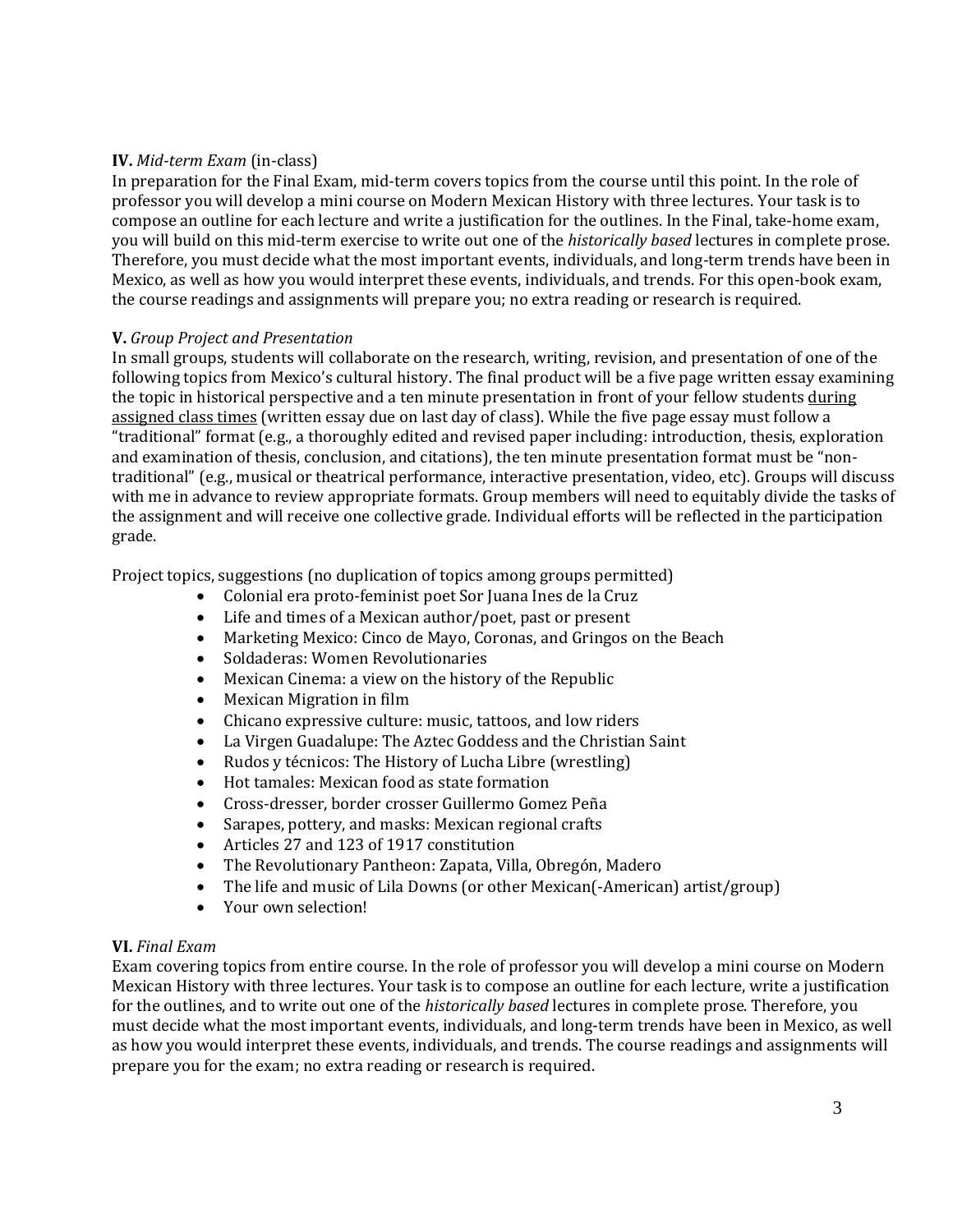**IV.** *Mid-term Exam* (in-class)
In preparation for the Final Exam, mid-term covers topics from the course until this point. In the role of professor you will develop a mini course on Modern Mexican History with three lectures. Your task is to compose an outline for each lecture and write a justification for the outlines. In the Final, take-home exam, you will build on this mid-term exercise to write out one of the *historically based* lectures in complete prose. Therefore, you must decide what the most important events, individuals, and long-term trends have been in Mexico, as well as how you would interpret these events, individuals, and trends. For this open-book exam, the course readings and assignments will prepare you; no extra reading or research is required.

**V.** *Group Project and Presentation*
In small groups, students will collaborate on the research, writing, revision, and presentation of one of the following topics from Mexico's cultural history. The final product will be a five page written essay examining the topic in historical perspective and a ten minute presentation in front of your fellow students <u>during assigned class times</u> (written essay due on last day of class). While the five page essay must follow a "traditional" format (e.g., a thoroughly edited and revised paper including: introduction, thesis, exploration and examination of thesis, conclusion, and citations), the ten minute presentation format must be "non-traditional" (e.g., musical or theatrical performance, interactive presentation, video, etc). Groups will discuss with me in advance to review appropriate formats. Group members will need to equitably divide the tasks of the assignment and will receive one collective grade. Individual efforts will be reflected in the participation grade.

Project topics, suggestions (no duplication of topics among groups permitted)

- Colonial era proto-feminist poet Sor Juana Ines de la Cruz
- Life and times of a Mexican author/poet, past or present
- Marketing Mexico: Cinco de Mayo, Coronas, and Gringos on the Beach
- Soldaderas: Women Revolutionaries
- Mexican Cinema: a view on the history of the Republic
- Mexican Migration in film
- Chicano expressive culture: music, tattoos, and low riders
- La Virgen Guadalupe: The Aztec Goddess and the Christian Saint
- Rudos y técnicos: The History of Lucha Libre (wrestling)
- Hot tamales: Mexican food as state formation
- Cross-dresser, border crosser Guillermo Gomez Peña
- Sarapes, pottery, and masks: Mexican regional crafts
- Articles 27 and 123 of 1917 constitution
- The Revolutionary Pantheon: Zapata, Villa, Obregón, Madero
- The life and music of Lila Downs (or other Mexican(-American) artist/group)
- Your own selection!

**VI.** *Final Exam*
Exam covering topics from entire course. In the role of professor you will develop a mini course on Modern Mexican History with three lectures. Your task is to compose an outline for each lecture, write a justification for the outlines, and to write out one of the *historically based* lectures in complete prose. Therefore, you must decide what the most important events, individuals, and long-term trends have been in Mexico, as well as how you would interpret these events, individuals, and trends. The course readings and assignments will prepare you for the exam; no extra reading or research is required.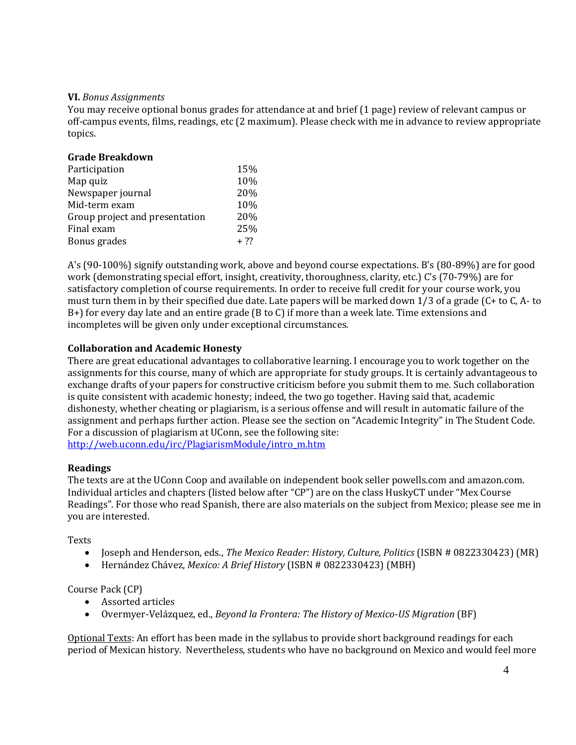**VI.** *Bonus Assignments*
You may receive optional bonus grades for attendance at and brief (1 page) review of relevant campus or off-campus events, films, readings, etc (2 maximum). Please check with me in advance to review appropriate topics.

**Grade Breakdown**

| | |
|---|---|
| Participation | 15% |
| Map quiz | 10% |
| Newspaper journal | 20% |
| Mid-term exam | 10% |
| Group project and presentation | 20% |
| Final exam | 25% |
| Bonus grades | + ?? |

A's (90-100%) signify outstanding work, above and beyond course expectations. B's (80-89%) are for good work (demonstrating special effort, insight, creativity, thoroughness, clarity, etc.) C's (70-79%) are for satisfactory completion of course requirements. In order to receive full credit for your course work, you must turn them in by their specified due date. Late papers will be marked down 1/3 of a grade (C+ to C, A- to B+) for every day late and an entire grade (B to C) if more than a week late. Time extensions and incompletes will be given only under exceptional circumstances.

**Collaboration and Academic Honesty**
There are great educational advantages to collaborative learning. I encourage you to work together on the assignments for this course, many of which are appropriate for study groups. It is certainly advantageous to exchange drafts of your papers for constructive criticism before you submit them to me. Such collaboration is quite consistent with academic honesty; indeed, the two go together. Having said that, academic dishonesty, whether cheating or plagiarism, is a serious offense and will result in automatic failure of the assignment and perhaps further action. Please see the section on "Academic Integrity" in The Student Code. For a discussion of plagiarism at UConn, see the following site:
http://web.uconn.edu/irc/PlagiarismModule/intro_m.htm

**Readings**
The texts are at the UConn Coop and available on independent book seller powells.com and amazon.com. Individual articles and chapters (listed below after "CP") are on the class HuskyCT under "Mex Course Readings". For those who read Spanish, there are also materials on the subject from Mexico; please see me in you are interested.

Texts

- Joseph and Henderson, eds., *The Mexico Reader: History, Culture, Politics* (ISBN # 0822330423) (MR)
- Hernández Chávez, *Mexico: A Brief History* (ISBN # 0822330423) (MBH)

Course Pack (CP)

- Assorted articles
- Overmyer-Velázquez, ed., *Beyond la Frontera: The History of Mexico-US Migration* (BF)

Optional Texts: An effort has been made in the syllabus to provide short background readings for each period of Mexican history. Nevertheless, students who have no background on Mexico and would feel more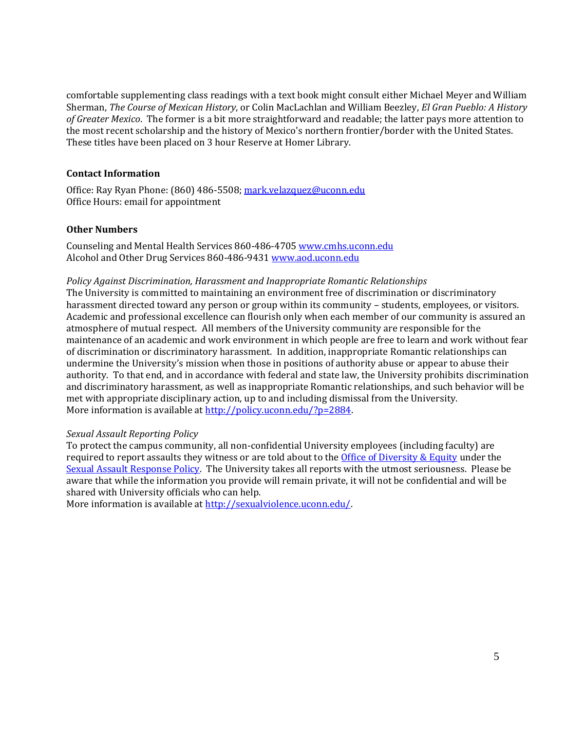comfortable supplementing class readings with a text book might consult either Michael Meyer and William Sherman, *The Course of Mexican History*, or Colin MacLachlan and William Beezley, *El Gran Pueblo: A History of Greater Mexico*. The former is a bit more straightforward and readable; the latter pays more attention to the most recent scholarship and the history of Mexico's northern frontier/border with the United States. These titles have been placed on 3 hour Reserve at Homer Library.

**Contact Information**

Office: Ray Ryan Phone: (860) 486-5508; [mark.velazquez@uconn.edu](mailto:mark.velazquez@uconn.edu)
Office Hours: email for appointment

**Other Numbers**

Counseling and Mental Health Services 860-486-4705 [www.cmhs.uconn.edu](http://www.cmhs.uconn.edu)
Alcohol and Other Drug Services 860-486-9431 [www.aod.uconn.edu](http://www.aod.uconn.edu)

*Policy Against Discrimination, Harassment and Inappropriate Romantic Relationships*
The University is committed to maintaining an environment free of discrimination or discriminatory harassment directed toward any person or group within its community – students, employees, or visitors. Academic and professional excellence can flourish only when each member of our community is assured an atmosphere of mutual respect. All members of the University community are responsible for the maintenance of an academic and work environment in which people are free to learn and work without fear of discrimination or discriminatory harassment. In addition, inappropriate Romantic relationships can undermine the University's mission when those in positions of authority abuse or appear to abuse their authority. To that end, and in accordance with federal and state law, the University prohibits discrimination and discriminatory harassment, as well as inappropriate Romantic relationships, and such behavior will be met with appropriate disciplinary action, up to and including dismissal from the University.
More information is available at [http://policy.uconn.edu/?p=2884](http://policy.uconn.edu/?p=2884).

*Sexual Assault Reporting Policy*
To protect the campus community, all non-confidential University employees (including faculty) are required to report assaults they witness or are told about to the Office of Diversity & Equity under the Sexual Assault Response Policy. The University takes all reports with the utmost seriousness. Please be aware that while the information you provide will remain private, it will not be confidential and will be shared with University officials who can help.
More information is available at [http://sexualviolence.uconn.edu/](http://sexualviolence.uconn.edu/).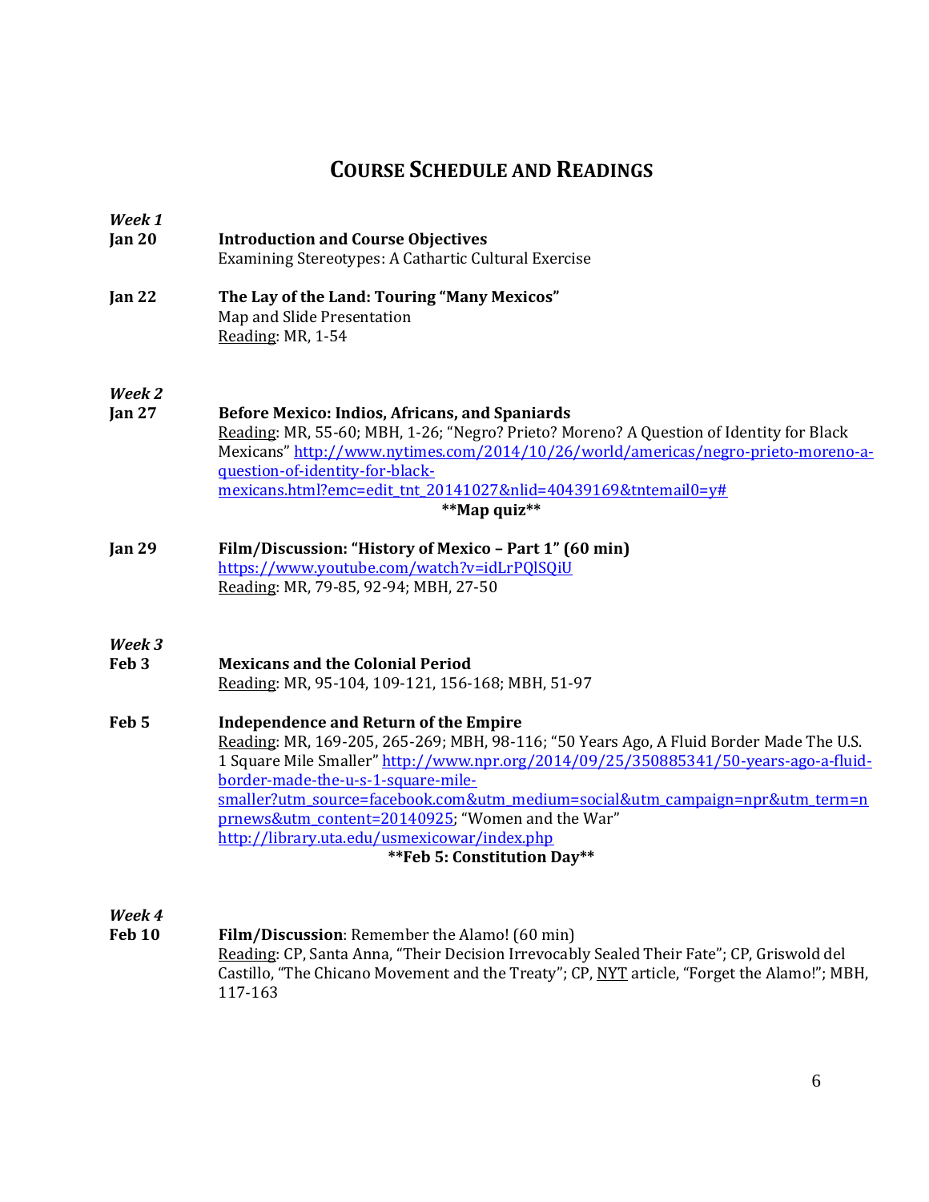# COURSE SCHEDULE AND READINGS

***Week 1***

**Jan 20** **Introduction and Course Objectives**
Examining Stereotypes: A Cathartic Cultural Exercise

**Jan 22** **The Lay of the Land: Touring "Many Mexicos"**
Map and Slide Presentation
Reading: MR, 1-54

***Week 2***

**Jan 27** **Before Mexico: Indios, Africans, and Spaniards**
Reading: MR, 55-60; MBH, 1-26; "Negro? Prieto? Moreno? A Question of Identity for Black Mexicans" http://www.nytimes.com/2014/10/26/world/americas/negro-prieto-moreno-a-question-of-identity-for-black-mexicans.html?emc=edit_tnt_20141027&nlid=40439169&tntemail0=y#

**Map quiz**

**Jan 29** **Film/Discussion: "History of Mexico – Part 1" (60 min)**
https://www.youtube.com/watch?v=idLrPQlSQiU
Reading: MR, 79-85, 92-94; MBH, 27-50

***Week 3***

**Feb 3** **Mexicans and the Colonial Period**
Reading: MR, 95-104, 109-121, 156-168; MBH, 51-97

**Feb 5** **Independence and Return of the Empire**
Reading: MR, 169-205, 265-269; MBH, 98-116; "50 Years Ago, A Fluid Border Made The U.S. 1 Square Mile Smaller" http://www.npr.org/2014/09/25/350885341/50-years-ago-a-fluid-border-made-the-u-s-1-square-mile-smaller?utm_source=facebook.com&utm_medium=social&utm_campaign=npr&utm_term=nprnews&utm_content=20140925; "Women and the War" http://library.uta.edu/usmexicowar/index.php

**Feb 5: Constitution Day**

***Week 4***

**Feb 10** **Film/Discussion**: Remember the Alamo! (60 min)
Reading: CP, Santa Anna, "Their Decision Irrevocably Sealed Their Fate"; CP, Griswold del Castillo, "The Chicano Movement and the Treaty"; CP, NYT article, "Forget the Alamo!"; MBH, 117-163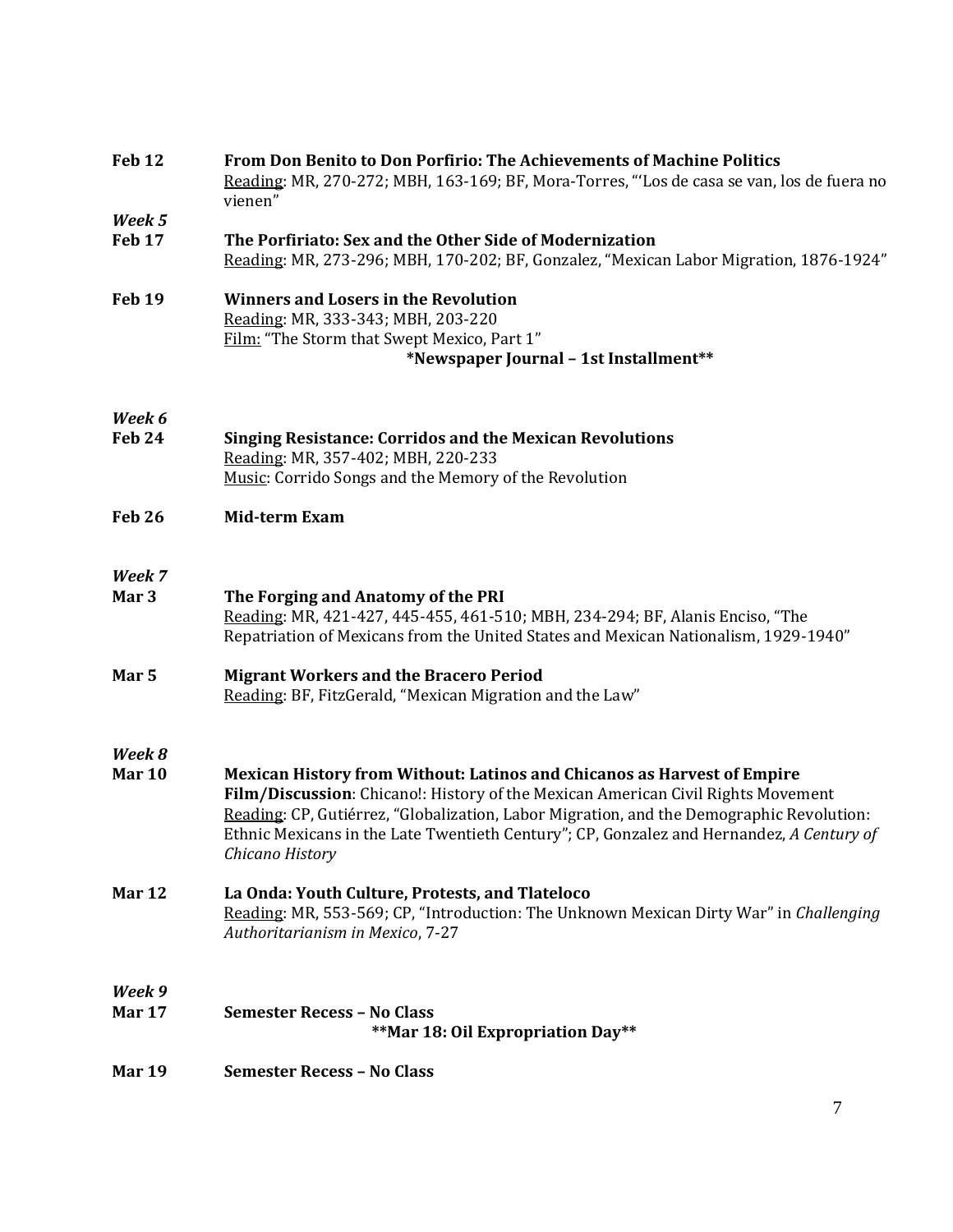**Feb 12** **From Don Benito to Don Porfirio: The Achievements of Machine Politics**
Reading: MR, 270-272; MBH, 163-169; BF, Mora-Torres, "'Los de casa se van, los de fuera no vienen"

*Week 5*

**Feb 17** **The Porfiriato: Sex and the Other Side of Modernization**
Reading: MR, 273-296; MBH, 170-202; BF, Gonzalez, "Mexican Labor Migration, 1876-1924"

**Feb 19** **Winners and Losers in the Revolution**
Reading: MR, 333-343; MBH, 203-220
Film: "The Storm that Swept Mexico, Part 1"

**\*Newspaper Journal – 1st Installment\*\***

*Week 6*

**Feb 24** **Singing Resistance: Corridos and the Mexican Revolutions**
Reading: MR, 357-402; MBH, 220-233
Music: Corrido Songs and the Memory of the Revolution

**Feb 26** **Mid-term Exam**

*Week 7*

**Mar 3** **The Forging and Anatomy of the PRI**
Reading: MR, 421-427, 445-455, 461-510; MBH, 234-294; BF, Alanis Enciso, "The Repatriation of Mexicans from the United States and Mexican Nationalism, 1929-1940"

**Mar 5** **Migrant Workers and the Bracero Period**
Reading: BF, FitzGerald, "Mexican Migration and the Law"

*Week 8*

**Mar 10** **Mexican History from Without: Latinos and Chicanos as Harvest of Empire**
**Film/Discussion**: Chicano!: History of the Mexican American Civil Rights Movement
Reading: CP, Gutiérrez, "Globalization, Labor Migration, and the Demographic Revolution: Ethnic Mexicans in the Late Twentieth Century"; CP, Gonzalez and Hernandez, *A Century of Chicano History*

**Mar 12** **La Onda: Youth Culture, Protests, and Tlateloco**
Reading: MR, 553-569; CP, "Introduction: The Unknown Mexican Dirty War" in *Challenging Authoritarianism in Mexico*, 7-27

*Week 9*

**Mar 17** **Semester Recess – No Class**

**\*\*Mar 18: Oil Expropriation Day\*\***

**Mar 19** **Semester Recess – No Class**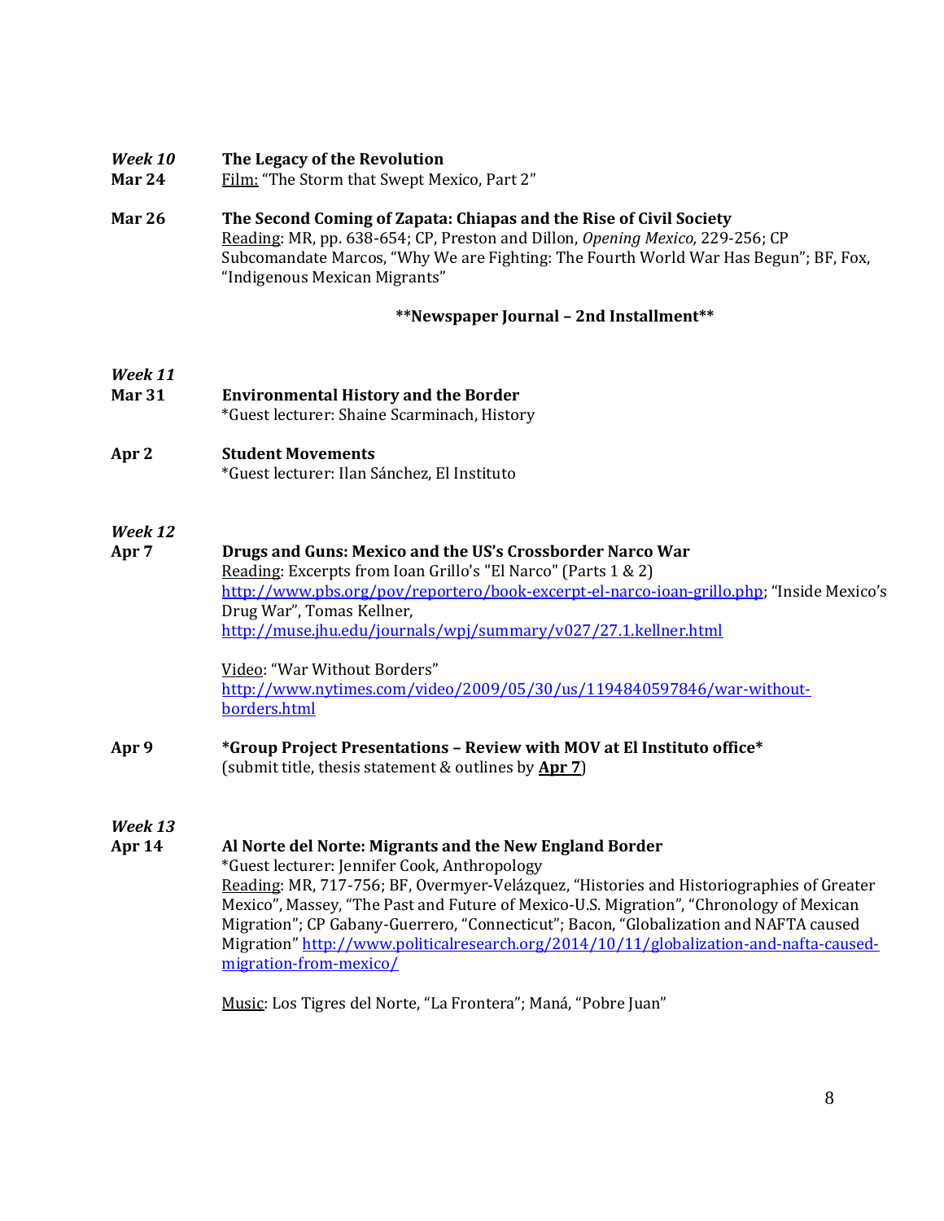*Week 10*
**Mar 24** **The Legacy of the Revolution**
Film: "The Storm that Swept Mexico, Part 2"

**Mar 26** **The Second Coming of Zapata: Chiapas and the Rise of Civil Society**
Reading: MR, pp. 638-654; CP, Preston and Dillon, *Opening Mexico,* 229-256; CP Subcomandate Marcos, "Why We are Fighting: The Fourth World War Has Begun"; BF, Fox, "Indigenous Mexican Migrants"

**\*\*Newspaper Journal – 2nd Installment\*\***

*Week 11*
**Mar 31** **Environmental History and the Border**
*Guest lecturer: Shaine Scarminach, History

**Apr 2** **Student Movements**
*Guest lecturer: Ilan Sánchez, El Instituto

*Week 12*
**Apr 7** **Drugs and Guns: Mexico and the US's Crossborder Narco War**
Reading: Excerpts from Ioan Grillo's "El Narco" (Parts 1 & 2) http://www.pbs.org/pov/reportero/book-excerpt-el-narco-ioan-grillo.php; "Inside Mexico's Drug War", Tomas Kellner, http://muse.jhu.edu/journals/wpj/summary/v027/27.1.kellner.html

Video: "War Without Borders"
http://www.nytimes.com/video/2009/05/30/us/1194840597846/war-without-borders.html

**Apr 9** **\*Group Project Presentations – Review with MOV at El Instituto office\***
(submit title, thesis statement & outlines by **Apr 7**)

*Week 13*
**Apr 14** **Al Norte del Norte: Migrants and the New England Border**
*Guest lecturer: Jennifer Cook, Anthropology
Reading: MR, 717-756; BF, Overmyer-Velázquez, "Histories and Historiographies of Greater Mexico", Massey, "The Past and Future of Mexico-U.S. Migration", "Chronology of Mexican Migration"; CP Gabany-Guerrero, "Connecticut"; Bacon, "Globalization and NAFTA caused Migration" http://www.politicalresearch.org/2014/10/11/globalization-and-nafta-caused-migration-from-mexico/

Music: Los Tigres del Norte, "La Frontera"; Maná, "Pobre Juan"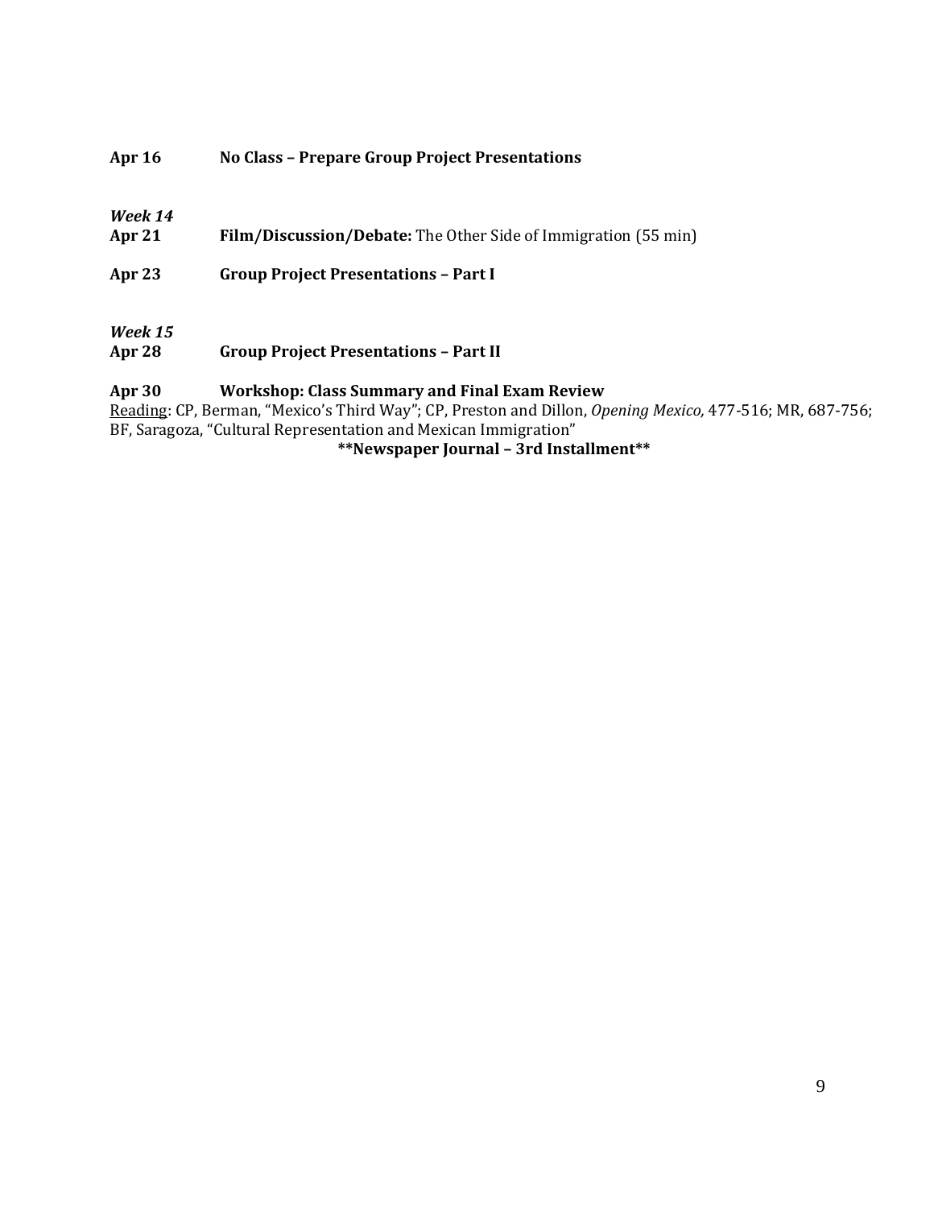**Apr 16 No Class – Prepare Group Project Presentations**

***Week 14***
**Apr 21 Film/Discussion/Debate:** The Other Side of Immigration (55 min)

**Apr 23 Group Project Presentations – Part I**

***Week 15***
**Apr 28 Group Project Presentations – Part II**

**Apr 30 Workshop: Class Summary and Final Exam Review**
Reading: CP, Berman, "Mexico's Third Way"; CP, Preston and Dillon, *Opening Mexico,* 477-516; MR, 687-756; BF, Saragoza, "Cultural Representation and Mexican Immigration"

**\*\*Newspaper Journal – 3rd Installment\*\***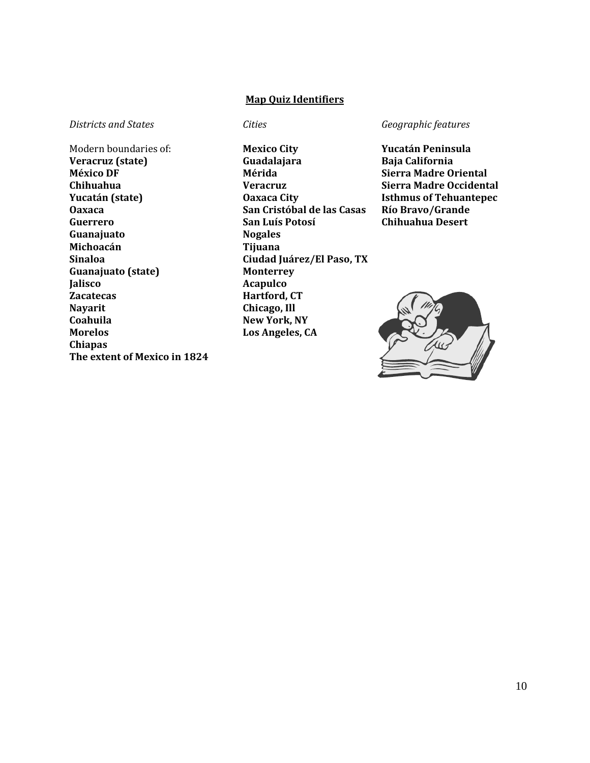**Map Quiz Identifiers**

*Districts and States*

Modern boundaries of:
**Veracruz (state)**
**México DF**
**Chihuahua**
**Yucatán (state)**
**Oaxaca**
**Guerrero**
**Guanajuato**
**Michoacán**
**Sinaloa**
**Guanajuato (state)**
**Jalisco**
**Zacatecas**
**Nayarit**
**Coahuila**
**Morelos**
**Chiapas**
**The extent of Mexico in 1824**

*Cities*

**Mexico City**
**Guadalajara**
**Mérida**
**Veracruz**
**Oaxaca City**
**San Cristóbal de las Casas**
**San Luís Potosí**
**Nogales**
**Tijuana**
**Ciudad Juárez/El Paso, TX**
**Monterrey**
**Acapulco**
**Hartford, CT**
**Chicago, Ill**
**New York, NY**
**Los Angeles, CA**

*Geographic features*

**Yucatán Peninsula**
**Baja California**
**Sierra Madre Oriental**
**Sierra Madre Occidental**
**Isthmus of Tehuantepec**
**Río Bravo/Grande**
**Chihuahua Desert**